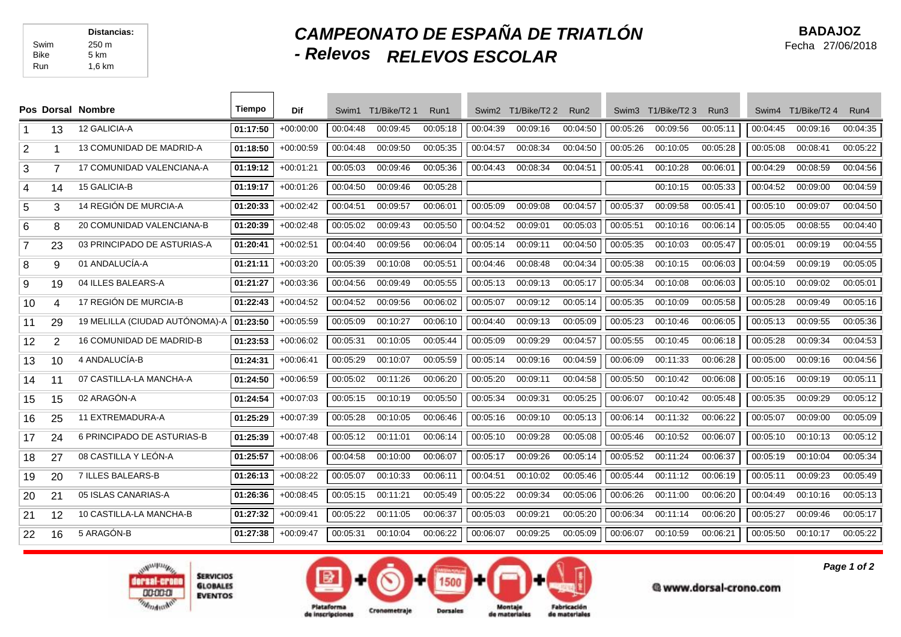| | Distancias: |
|---|---|
| Swim | 250 m |
| Bike | 5 km |
| Run | 1,6 km |

# CAMPEONATO DE ESPAÑA DE TRIATLÓN - Relevos

## RELEVOS ESCOLAR

**BADAJOZ**

Fecha 27/06/2018

| Pos | Dorsal | Nombre | Tiempo | Dif | Swim1 | T1/Bike/T2 1 | Run1 | Swim2 | T1/Bike/T2 2 | Run2 | Swim3 | T1/Bike/T2 3 | Run3 | Swim4 | T1/Bike/T2 4 | Run4 |
|---|---|---|---|---|---|---|---|---|---|---|---|---|---|---|---|---|
| 1 | 13 | 12 GALICIA-A | 01:17:50 | +00:00:00 | 00:04:48 | 00:09:45 | 00:05:18 | 00:04:39 | 00:09:16 | 00:04:50 | 00:05:26 | 00:09:56 | 00:05:11 | 00:04:45 | 00:09:16 | 00:04:35 |
| 2 | 1 | 13 COMUNIDAD DE MADRID-A | 01:18:50 | +00:00:59 | 00:04:48 | 00:09:50 | 00:05:35 | 00:04:57 | 00:08:34 | 00:04:50 | 00:05:26 | 00:10:05 | 00:05:28 | 00:05:08 | 00:08:41 | 00:05:22 |
| 3 | 7 | 17 COMUNIDAD VALENCIANA-A | 01:19:12 | +00:01:21 | 00:05:03 | 00:09:46 | 00:05:36 | 00:04:43 | 00:08:34 | 00:04:51 | 00:05:41 | 00:10:28 | 00:06:01 | 00:04:29 | 00:08:59 | 00:04:56 |
| 4 | 14 | 15 GALICIA-B | 01:19:17 | +00:01:26 | 00:04:50 | 00:09:46 | 00:05:28 | | | | | 00:10:15 | 00:05:33 | 00:04:52 | 00:09:00 | 00:04:59 |
| 5 | 3 | 14 REGIÓN DE MURCIA-A | 01:20:33 | +00:02:42 | 00:04:51 | 00:09:57 | 00:06:01 | 00:05:09 | 00:09:08 | 00:04:57 | 00:05:37 | 00:09:58 | 00:05:41 | 00:05:10 | 00:09:07 | 00:04:50 |
| 6 | 8 | 20 COMUNIDAD VALENCIANA-B | 01:20:39 | +00:02:48 | 00:05:02 | 00:09:43 | 00:05:50 | 00:04:52 | 00:09:01 | 00:05:03 | 00:05:51 | 00:10:16 | 00:06:14 | 00:05:05 | 00:08:55 | 00:04:40 |
| 7 | 23 | 03 PRINCIPADO DE ASTURIAS-A | 01:20:41 | +00:02:51 | 00:04:40 | 00:09:56 | 00:06:04 | 00:05:14 | 00:09:11 | 00:04:50 | 00:05:35 | 00:10:03 | 00:05:47 | 00:05:01 | 00:09:19 | 00:04:55 |
| 8 | 9 | 01 ANDALUCÍA-A | 01:21:11 | +00:03:20 | 00:05:39 | 00:10:08 | 00:05:51 | 00:04:46 | 00:08:48 | 00:04:34 | 00:05:38 | 00:10:15 | 00:06:03 | 00:04:59 | 00:09:19 | 00:05:05 |
| 9 | 19 | 04 ILLES BALEARS-A | 01:21:27 | +00:03:36 | 00:04:56 | 00:09:49 | 00:05:55 | 00:05:13 | 00:09:13 | 00:05:17 | 00:05:34 | 00:10:08 | 00:06:03 | 00:05:10 | 00:09:02 | 00:05:01 |
| 10 | 4 | 17 REGIÓN DE MURCIA-B | 01:22:43 | +00:04:52 | 00:04:52 | 00:09:56 | 00:06:02 | 00:05:07 | 00:09:12 | 00:05:14 | 00:05:35 | 00:10:09 | 00:05:58 | 00:05:28 | 00:09:49 | 00:05:16 |
| 11 | 29 | 19 MELILLA (CIUDAD AUTÓNOMA)-A | 01:23:50 | +00:05:59 | 00:05:09 | 00:10:27 | 00:06:10 | 00:04:40 | 00:09:13 | 00:05:09 | 00:05:23 | 00:10:46 | 00:06:05 | 00:05:13 | 00:09:55 | 00:05:36 |
| 12 | 2 | 16 COMUNIDAD DE MADRID-B | 01:23:53 | +00:06:02 | 00:05:31 | 00:10:05 | 00:05:44 | 00:05:09 | 00:09:29 | 00:04:57 | 00:05:55 | 00:10:45 | 00:06:18 | 00:05:28 | 00:09:34 | 00:04:53 |
| 13 | 10 | 4 ANDALUCÍA-B | 01:24:31 | +00:06:41 | 00:05:29 | 00:10:07 | 00:05:59 | 00:05:14 | 00:09:16 | 00:04:59 | 00:06:09 | 00:11:33 | 00:06:28 | 00:05:00 | 00:09:16 | 00:04:56 |
| 14 | 11 | 07 CASTILLA-LA MANCHA-A | 01:24:50 | +00:06:59 | 00:05:02 | 00:11:26 | 00:06:20 | 00:05:20 | 00:09:11 | 00:04:58 | 00:05:50 | 00:10:42 | 00:06:08 | 00:05:16 | 00:09:19 | 00:05:11 |
| 15 | 15 | 02 ARAGÓN-A | 01:24:54 | +00:07:03 | 00:05:15 | 00:10:19 | 00:05:50 | 00:05:34 | 00:09:31 | 00:05:25 | 00:06:07 | 00:10:42 | 00:05:48 | 00:05:35 | 00:09:29 | 00:05:12 |
| 16 | 25 | 11 EXTREMADURA-A | 01:25:29 | +00:07:39 | 00:05:28 | 00:10:05 | 00:06:46 | 00:05:16 | 00:09:10 | 00:05:13 | 00:06:14 | 00:11:32 | 00:06:22 | 00:05:07 | 00:09:00 | 00:05:09 |
| 17 | 24 | 6 PRINCIPADO DE ASTURIAS-B | 01:25:39 | +00:07:48 | 00:05:12 | 00:11:01 | 00:06:14 | 00:05:10 | 00:09:28 | 00:05:08 | 00:05:46 | 00:10:52 | 00:06:07 | 00:05:10 | 00:10:13 | 00:05:12 |
| 18 | 27 | 08 CASTILLA Y LEÓN-A | 01:25:57 | +00:08:06 | 00:04:58 | 00:10:00 | 00:06:07 | 00:05:17 | 00:09:26 | 00:05:14 | 00:05:52 | 00:11:24 | 00:06:37 | 00:05:19 | 00:10:04 | 00:05:34 |
| 19 | 20 | 7 ILLES BALEARS-B | 01:26:13 | +00:08:22 | 00:05:07 | 00:10:33 | 00:06:11 | 00:04:51 | 00:10:02 | 00:05:46 | 00:05:44 | 00:11:12 | 00:06:19 | 00:05:11 | 00:09:23 | 00:05:49 |
| 20 | 21 | 05 ISLAS CANARIAS-A | 01:26:36 | +00:08:45 | 00:05:15 | 00:11:21 | 00:05:49 | 00:05:22 | 00:09:34 | 00:05:06 | 00:06:26 | 00:11:00 | 00:06:20 | 00:04:49 | 00:10:16 | 00:05:13 |
| 21 | 12 | 10 CASTILLA-LA MANCHA-B | 01:27:32 | +00:09:41 | 00:05:22 | 00:11:05 | 00:06:37 | 00:05:03 | 00:09:21 | 00:05:20 | 00:06:34 | 00:11:14 | 00:06:20 | 00:05:27 | 00:09:46 | 00:05:17 |
| 22 | 16 | 5 ARAGÓN-B | 01:27:38 | +00:09:47 | 00:05:31 | 00:10:04 | 00:06:22 | 00:06:07 | 00:09:25 | 00:05:09 | 00:06:07 | 00:10:59 | 00:06:21 | 00:05:50 | 00:10:17 | 00:05:22 |

SERVICIOS GLOBALES EVENTOS

Plataforma de inscripciones · Cronometraje · Dorsales · Montaje de materiales · Fabricación de materiales

www.dorsal-crono.com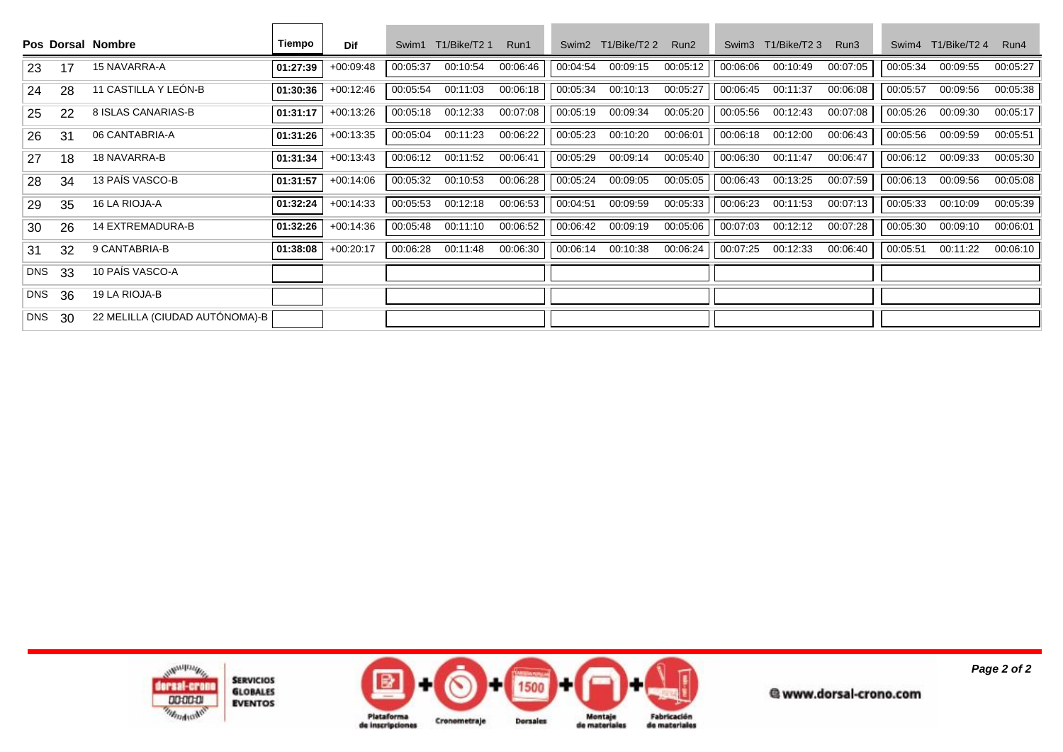| Pos | Dorsal | Nombre | Tiempo | Dif | Swim1 | T1/Bike/T2 1 | Run1 | Swim2 | T1/Bike/T2 2 | Run2 | Swim3 | T1/Bike/T2 3 | Run3 | Swim4 | T1/Bike/T2 4 | Run4 |
|---|---|---|---|---|---|---|---|---|---|---|---|---|---|---|---|---|
| 23 | 17 | 15 NAVARRA-A | **01:27:39** | +00:09:48 | 00:05:37 | 00:10:54 | 00:06:46 | 00:04:54 | 00:09:15 | 00:05:12 | 00:06:06 | 00:10:49 | 00:07:05 | 00:05:34 | 00:09:55 | 00:05:27 |
| 24 | 28 | 11 CASTILLA Y LEÓN-B | **01:30:36** | +00:12:46 | 00:05:54 | 00:11:03 | 00:06:18 | 00:05:34 | 00:10:13 | 00:05:27 | 00:06:45 | 00:11:37 | 00:06:08 | 00:05:57 | 00:09:56 | 00:05:38 |
| 25 | 22 | 8 ISLAS CANARIAS-B | **01:31:17** | +00:13:26 | 00:05:18 | 00:12:33 | 00:07:08 | 00:05:19 | 00:09:34 | 00:05:20 | 00:05:56 | 00:12:43 | 00:07:08 | 00:05:26 | 00:09:30 | 00:05:17 |
| 26 | 31 | 06 CANTABRIA-A | **01:31:26** | +00:13:35 | 00:05:04 | 00:11:23 | 00:06:22 | 00:05:23 | 00:10:20 | 00:06:01 | 00:06:18 | 00:12:00 | 00:06:43 | 00:05:56 | 00:09:59 | 00:05:51 |
| 27 | 18 | 18 NAVARRA-B | **01:31:34** | +00:13:43 | 00:06:12 | 00:11:52 | 00:06:41 | 00:05:29 | 00:09:14 | 00:05:40 | 00:06:30 | 00:11:47 | 00:06:47 | 00:06:12 | 00:09:33 | 00:05:30 |
| 28 | 34 | 13 PAÍS VASCO-B | **01:31:57** | +00:14:06 | 00:05:32 | 00:10:53 | 00:06:28 | 00:05:24 | 00:09:05 | 00:05:05 | 00:06:43 | 00:13:25 | 00:07:59 | 00:06:13 | 00:09:56 | 00:05:08 |
| 29 | 35 | 16 LA RIOJA-A | **01:32:24** | +00:14:33 | 00:05:53 | 00:12:18 | 00:06:53 | 00:04:51 | 00:09:59 | 00:05:33 | 00:06:23 | 00:11:53 | 00:07:13 | 00:05:33 | 00:10:09 | 00:05:39 |
| 30 | 26 | 14 EXTREMADURA-B | **01:32:26** | +00:14:36 | 00:05:48 | 00:11:10 | 00:06:52 | 00:06:42 | 00:09:19 | 00:05:06 | 00:07:03 | 00:12:12 | 00:07:28 | 00:05:30 | 00:09:10 | 00:06:01 |
| 31 | 32 | 9 CANTABRIA-B | **01:38:08** | +00:20:17 | 00:06:28 | 00:11:48 | 00:06:30 | 00:06:14 | 00:10:38 | 00:06:24 | 00:07:25 | 00:12:33 | 00:06:40 | 00:05:51 | 00:11:22 | 00:06:10 |
| DNS | 33 | 10 PAÍS VASCO-A | | | | | | | | | | | | | | |
| DNS | 36 | 19 LA RIOJA-B | | | | | | | | | | | | | | |
| DNS | 30 | 22 MELILLA (CIUDAD AUTÓNOMA)-B | | | | | | | | | | | | | | |

dorsal-crono SERVICIOS GLOBALES EVENTOS

Plataforma de inscripciones + Cronometraje + Dorsales + Montaje de materiales + Fabricación de materiales

www.dorsal-crono.com